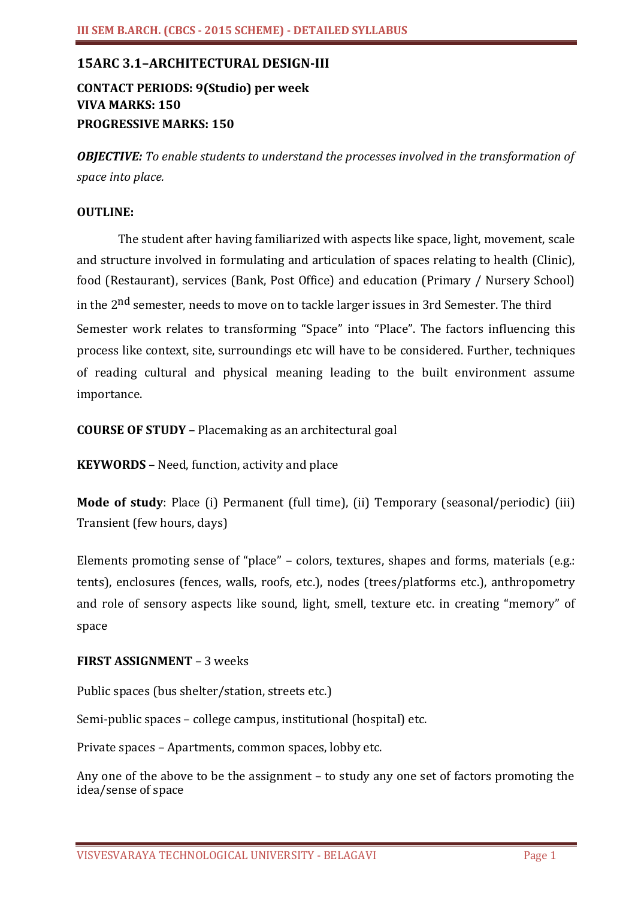## 15ARC 3.1–ARCHITECTURAL DESIGN-III

**CONTACT PERIODS: 9(Studio) per week**
**VIVA MARKS: 150**
**PROGRESSIVE MARKS: 150**

***OBJECTIVE:*** *To enable students to understand the processes involved in the transformation of space into place.*

**OUTLINE:**

The student after having familiarized with aspects like space, light, movement, scale and structure involved in formulating and articulation of spaces relating to health (Clinic), food (Restaurant), services (Bank, Post Office) and education (Primary / Nursery School) in the 2nd semester, needs to move on to tackle larger issues in 3rd Semester. The third Semester work relates to transforming "Space" into "Place". The factors influencing this process like context, site, surroundings etc will have to be considered. Further, techniques of reading cultural and physical meaning leading to the built environment assume importance.

**COURSE OF STUDY –** Placemaking as an architectural goal

**KEYWORDS** – Need, function, activity and place

**Mode of study**: Place (i) Permanent (full time), (ii) Temporary (seasonal/periodic) (iii) Transient (few hours, days)

Elements promoting sense of "place" – colors, textures, shapes and forms, materials (e.g.: tents), enclosures (fences, walls, roofs, etc.), nodes (trees/platforms etc.), anthropometry and role of sensory aspects like sound, light, smell, texture etc. in creating "memory" of space

**FIRST ASSIGNMENT** – 3 weeks

Public spaces (bus shelter/station, streets etc.)

Semi-public spaces – college campus, institutional (hospital) etc.

Private spaces – Apartments, common spaces, lobby etc.

Any one of the above to be the assignment – to study any one set of factors promoting the idea/sense of space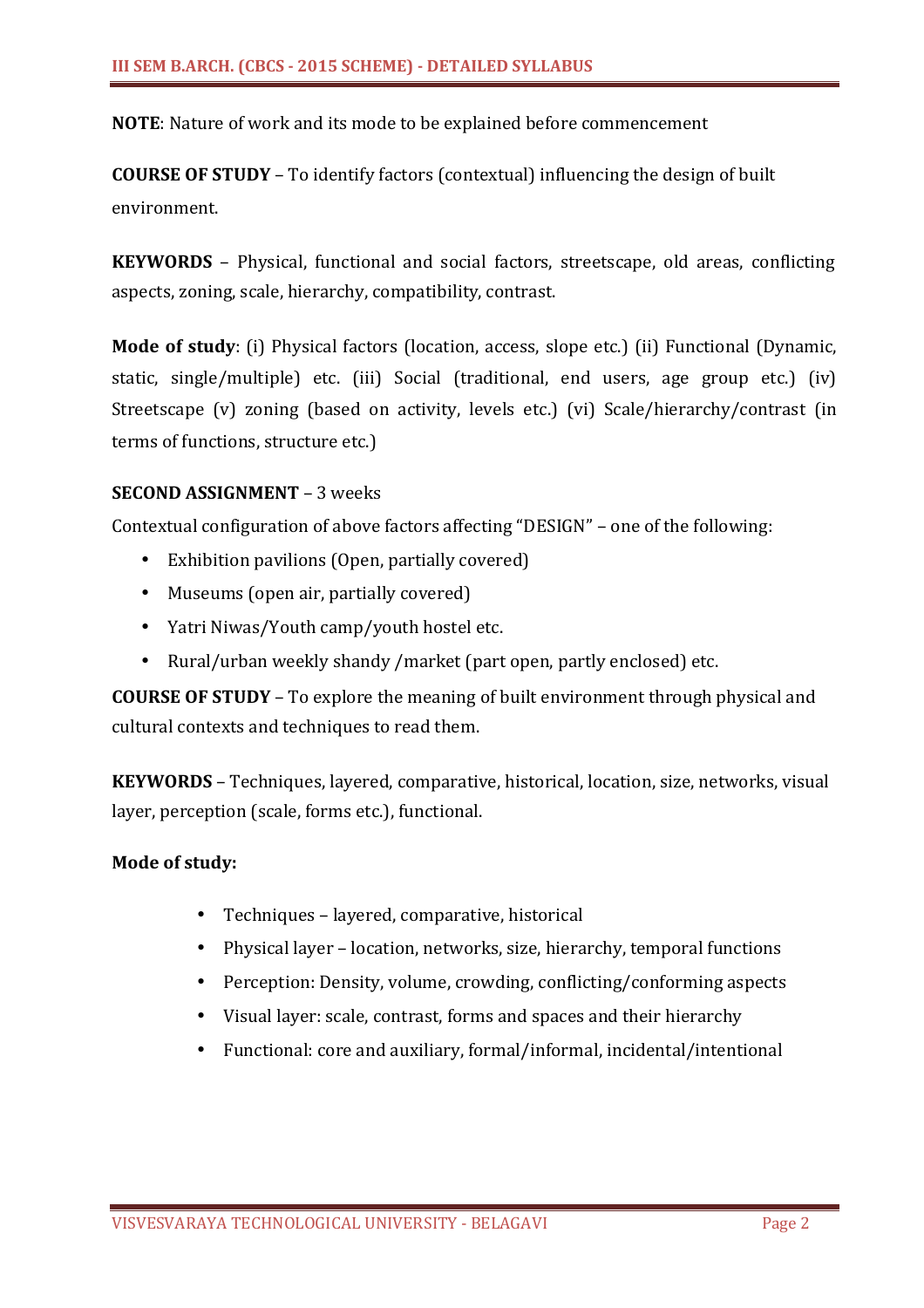**NOTE**: Nature of work and its mode to be explained before commencement

**COURSE OF STUDY** – To identify factors (contextual) influencing the design of built environment.

**KEYWORDS** – Physical, functional and social factors, streetscape, old areas, conflicting aspects, zoning, scale, hierarchy, compatibility, contrast.

**Mode of study**: (i) Physical factors (location, access, slope etc.) (ii) Functional (Dynamic, static, single/multiple) etc. (iii) Social (traditional, end users, age group etc.) (iv) Streetscape (v) zoning (based on activity, levels etc.) (vi) Scale/hierarchy/contrast (in terms of functions, structure etc.)

**SECOND ASSIGNMENT** – 3 weeks

Contextual configuration of above factors affecting "DESIGN" – one of the following:

- Exhibition pavilions (Open, partially covered)
- Museums (open air, partially covered)
- Yatri Niwas/Youth camp/youth hostel etc.
- Rural/urban weekly shandy /market (part open, partly enclosed) etc.

**COURSE OF STUDY** – To explore the meaning of built environment through physical and cultural contexts and techniques to read them.

**KEYWORDS** – Techniques, layered, comparative, historical, location, size, networks, visual layer, perception (scale, forms etc.), functional.

**Mode of study:**

- Techniques – layered, comparative, historical
- Physical layer – location, networks, size, hierarchy, temporal functions
- Perception: Density, volume, crowding, conflicting/conforming aspects
- Visual layer: scale, contrast, forms and spaces and their hierarchy
- Functional: core and auxiliary, formal/informal, incidental/intentional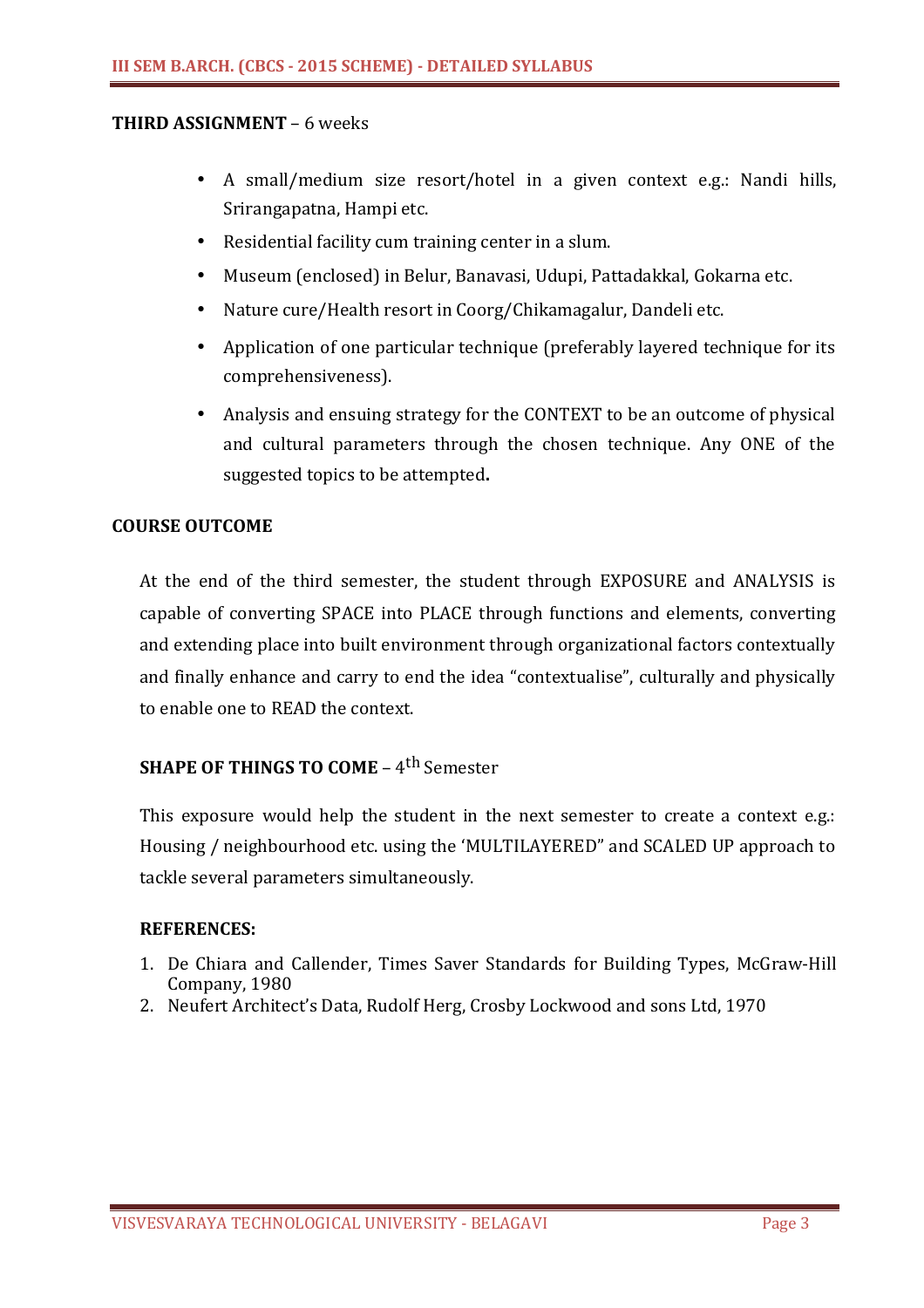**THIRD ASSIGNMENT** – 6 weeks

- A small/medium size resort/hotel in a given context e.g.: Nandi hills, Srirangapatna, Hampi etc.
- Residential facility cum training center in a slum.
- Museum (enclosed) in Belur, Banavasi, Udupi, Pattadakkal, Gokarna etc.
- Nature cure/Health resort in Coorg/Chikamagalur, Dandeli etc.
- Application of one particular technique (preferably layered technique for its comprehensiveness).
- Analysis and ensuing strategy for the CONTEXT to be an outcome of physical and cultural parameters through the chosen technique. Any ONE of the suggested topics to be attempted**.**

**COURSE OUTCOME**

At the end of the third semester, the student through EXPOSURE and ANALYSIS is capable of converting SPACE into PLACE through functions and elements, converting and extending place into built environment through organizational factors contextually and finally enhance and carry to end the idea "contextualise", culturally and physically to enable one to READ the context.

**SHAPE OF THINGS TO COME** – 4$^{th}$ Semester

This exposure would help the student in the next semester to create a context e.g.: Housing / neighbourhood etc. using the 'MULTILAYERED" and SCALED UP approach to tackle several parameters simultaneously.

**REFERENCES:**

1. De Chiara and Callender, Times Saver Standards for Building Types, McGraw-Hill Company, 1980
2. Neufert Architect's Data, Rudolf Herg, Crosby Lockwood and sons Ltd, 1970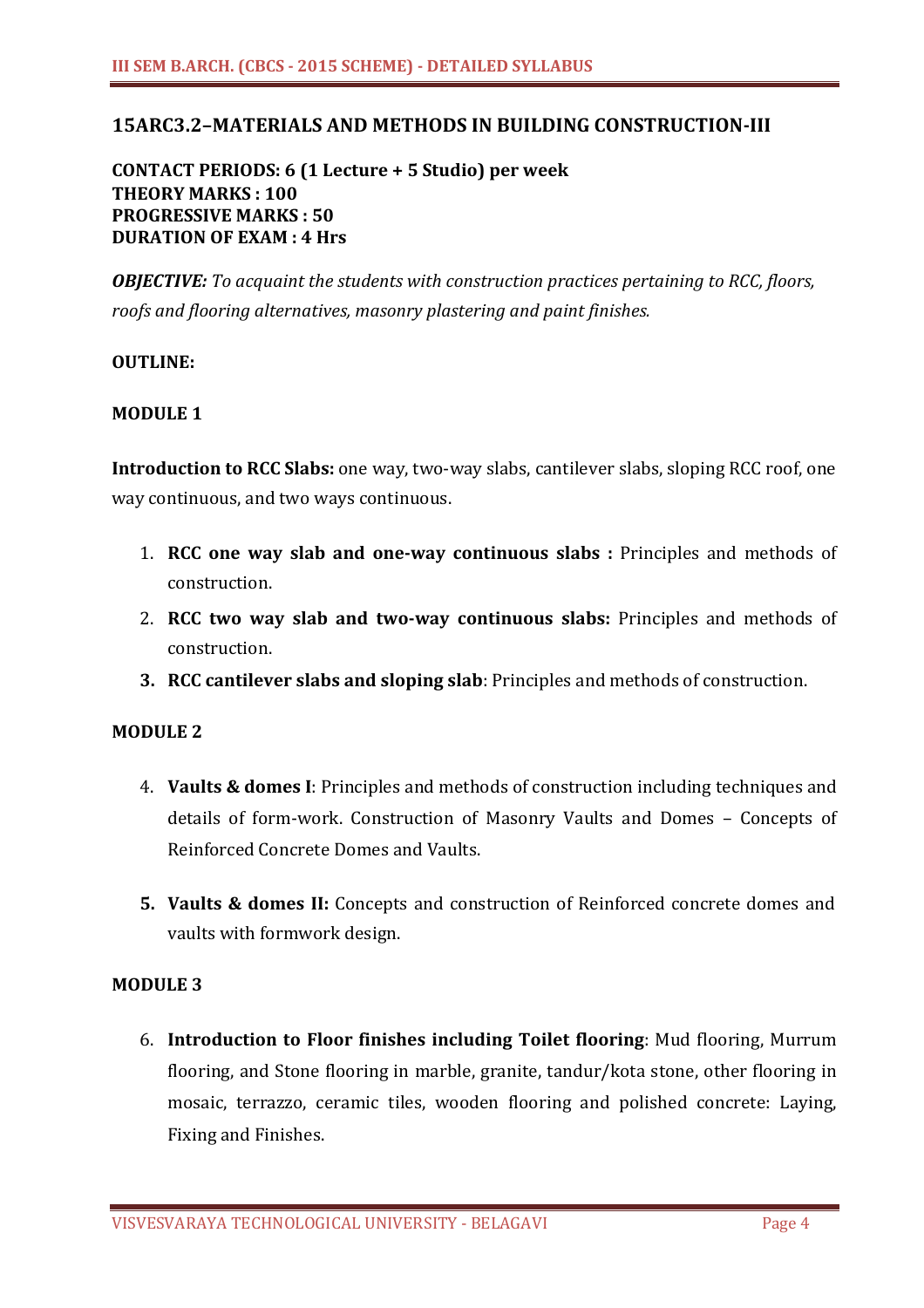## 15ARC3.2–MATERIALS AND METHODS IN BUILDING CONSTRUCTION-III

**CONTACT PERIODS: 6 (1 Lecture + 5 Studio) per week**
**THEORY MARKS : 100**
**PROGRESSIVE MARKS : 50**
**DURATION OF EXAM : 4 Hrs**

***OBJECTIVE:*** *To acquaint the students with construction practices pertaining to RCC, floors, roofs and flooring alternatives, masonry plastering and paint finishes.*

**OUTLINE:**

**MODULE 1**

**Introduction to RCC Slabs:** one way, two-way slabs, cantilever slabs, sloping RCC roof, one way continuous, and two ways continuous.

1. **RCC one way slab and one-way continuous slabs :** Principles and methods of construction.
2. **RCC two way slab and two-way continuous slabs:** Principles and methods of construction.
3. **RCC cantilever slabs and sloping slab**: Principles and methods of construction.

**MODULE 2**

4. **Vaults & domes I**: Principles and methods of construction including techniques and details of form-work. Construction of Masonry Vaults and Domes – Concepts of Reinforced Concrete Domes and Vaults.

5. **Vaults & domes II:** Concepts and construction of Reinforced concrete domes and vaults with formwork design.

**MODULE 3**

6. **Introduction to Floor finishes including Toilet flooring**: Mud flooring, Murrum flooring, and Stone flooring in marble, granite, tandur/kota stone, other flooring in mosaic, terrazzo, ceramic tiles, wooden flooring and polished concrete: Laying, Fixing and Finishes.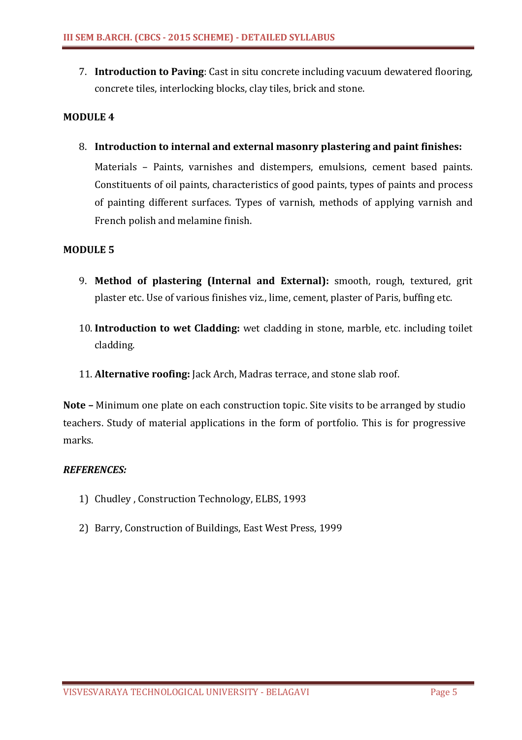7. **Introduction to Paving**: Cast in situ concrete including vacuum dewatered flooring, concrete tiles, interlocking blocks, clay tiles, brick and stone.

**MODULE 4**

8. **Introduction to internal and external masonry plastering and paint finishes:**

   Materials – Paints, varnishes and distempers, emulsions, cement based paints. Constituents of oil paints, characteristics of good paints, types of paints and process of painting different surfaces. Types of varnish, methods of applying varnish and French polish and melamine finish.

**MODULE 5**

9. **Method of plastering (Internal and External):** smooth, rough, textured, grit plaster etc. Use of various finishes viz., lime, cement, plaster of Paris, buffing etc.

10. **Introduction to wet Cladding:** wet cladding in stone, marble, etc. including toilet cladding.

11. **Alternative roofing:** Jack Arch, Madras terrace, and stone slab roof.

**Note –** Minimum one plate on each construction topic. Site visits to be arranged by studio teachers. Study of material applications in the form of portfolio. This is for progressive marks.

***REFERENCES:***

1) Chudley , Construction Technology, ELBS, 1993
2) Barry, Construction of Buildings, East West Press, 1999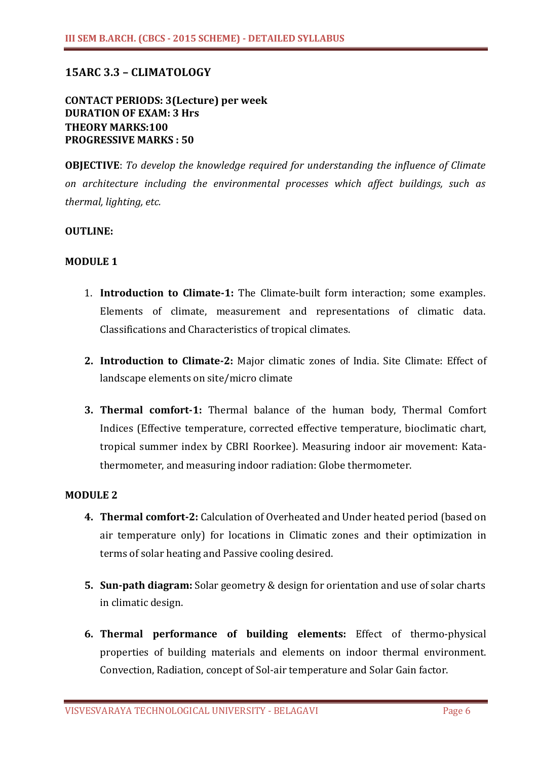## 15ARC 3.3 – CLIMATOLOGY

**CONTACT PERIODS: 3(Lecture) per week**
**DURATION OF EXAM: 3 Hrs**
**THEORY MARKS:100**
**PROGRESSIVE MARKS : 50**

**OBJECTIVE**: *To develop the knowledge required for understanding the influence of Climate on architecture including the environmental processes which affect buildings, such as thermal, lighting, etc.*

**OUTLINE:**

**MODULE 1**

1. **Introduction to Climate-1:** The Climate-built form interaction; some examples. Elements of climate, measurement and representations of climatic data. Classifications and Characteristics of tropical climates.

2. **Introduction to Climate-2:** Major climatic zones of India. Site Climate: Effect of landscape elements on site/micro climate

3. **Thermal comfort-1:** Thermal balance of the human body, Thermal Comfort Indices (Effective temperature, corrected effective temperature, bioclimatic chart, tropical summer index by CBRI Roorkee). Measuring indoor air movement: Kata-thermometer, and measuring indoor radiation: Globe thermometer.

**MODULE 2**

4. **Thermal comfort-2:** Calculation of Overheated and Under heated period (based on air temperature only) for locations in Climatic zones and their optimization in terms of solar heating and Passive cooling desired.

5. **Sun-path diagram:** Solar geometry & design for orientation and use of solar charts in climatic design.

6. **Thermal performance of building elements:** Effect of thermo-physical properties of building materials and elements on indoor thermal environment. Convection, Radiation, concept of Sol-air temperature and Solar Gain factor.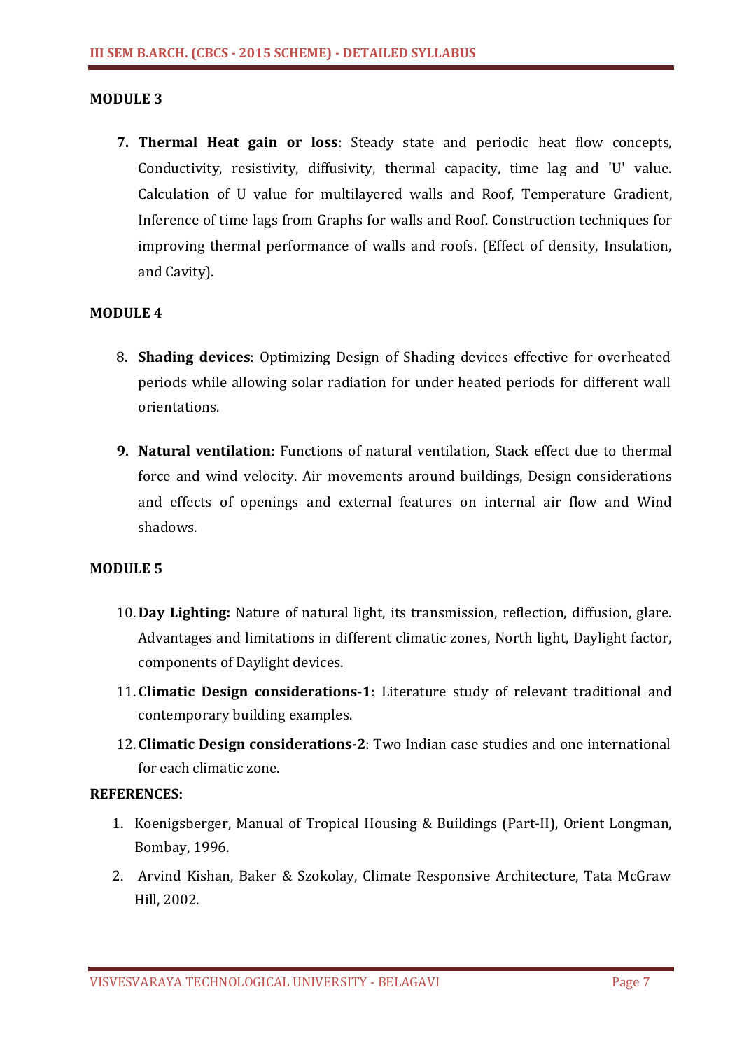## MODULE 3

7. **Thermal Heat gain or loss**: Steady state and periodic heat flow concepts, Conductivity, resistivity, diffusivity, thermal capacity, time lag and 'U' value. Calculation of U value for multilayered walls and Roof, Temperature Gradient, Inference of time lags from Graphs for walls and Roof. Construction techniques for improving thermal performance of walls and roofs. (Effect of density, Insulation, and Cavity).

## MODULE 4

8. **Shading devices**: Optimizing Design of Shading devices effective for overheated periods while allowing solar radiation for under heated periods for different wall orientations.

9. **Natural ventilation:** Functions of natural ventilation, Stack effect due to thermal force and wind velocity. Air movements around buildings, Design considerations and effects of openings and external features on internal air flow and Wind shadows.

## MODULE 5

10. **Day Lighting:** Nature of natural light, its transmission, reflection, diffusion, glare. Advantages and limitations in different climatic zones, North light, Daylight factor, components of Daylight devices.
11. **Climatic Design considerations-1**: Literature study of relevant traditional and contemporary building examples.
12. **Climatic Design considerations-2**: Two Indian case studies and one international for each climatic zone.

**REFERENCES:**

1. Koenigsberger, Manual of Tropical Housing & Buildings (Part-II), Orient Longman, Bombay, 1996.
2. Arvind Kishan, Baker & Szokolay, Climate Responsive Architecture, Tata McGraw Hill, 2002.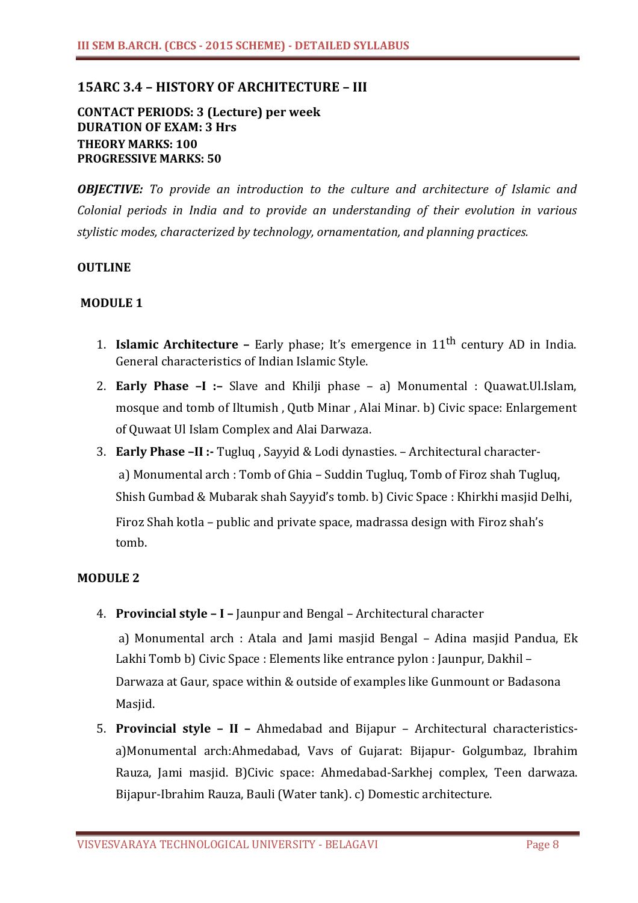## 15ARC 3.4 – HISTORY OF ARCHITECTURE – III

**CONTACT PERIODS: 3 (Lecture) per week**
**DURATION OF EXAM: 3 Hrs**
**THEORY MARKS: 100**
**PROGRESSIVE MARKS: 50**

***OBJECTIVE:*** *To provide an introduction to the culture and architecture of Islamic and Colonial periods in India and to provide an understanding of their evolution in various stylistic modes, characterized by technology, ornamentation, and planning practices.*

**OUTLINE**

**MODULE 1**

1. **Islamic Architecture –** Early phase; It's emergence in 11th century AD in India. General characteristics of Indian Islamic Style.
2. **Early Phase –I :–** Slave and Khilji phase – a) Monumental : Quawat.Ul.Islam, mosque and tomb of Iltumish , Qutb Minar , Alai Minar. b) Civic space: Enlargement of Quwaat Ul Islam Complex and Alai Darwaza.
3. **Early Phase –II :-** Tugluq , Sayyid & Lodi dynasties. – Architectural character- a) Monumental arch : Tomb of Ghia – Suddin Tugluq, Tomb of Firoz shah Tugluq, Shish Gumbad & Mubarak shah Sayyid's tomb. b) Civic Space : Khirkhi masjid Delhi, Firoz Shah kotla – public and private space, madrassa design with Firoz shah's tomb.

**MODULE 2**

4. **Provincial style – I –** Jaunpur and Bengal – Architectural character

   a) Monumental arch : Atala and Jami masjid Bengal – Adina masjid Pandua, Ek Lakhi Tomb b) Civic Space : Elements like entrance pylon : Jaunpur, Dakhil – Darwaza at Gaur, space within & outside of examples like Gunmount or Badasona Masjid.
5. **Provincial style – II –** Ahmedabad and Bijapur – Architectural characteristics- a)Monumental arch:Ahmedabad, Vavs of Gujarat: Bijapur- Golgumbaz, Ibrahim Rauza, Jami masjid. B)Civic space: Ahmedabad-Sarkhej complex, Teen darwaza. Bijapur-Ibrahim Rauza, Bauli (Water tank). c) Domestic architecture.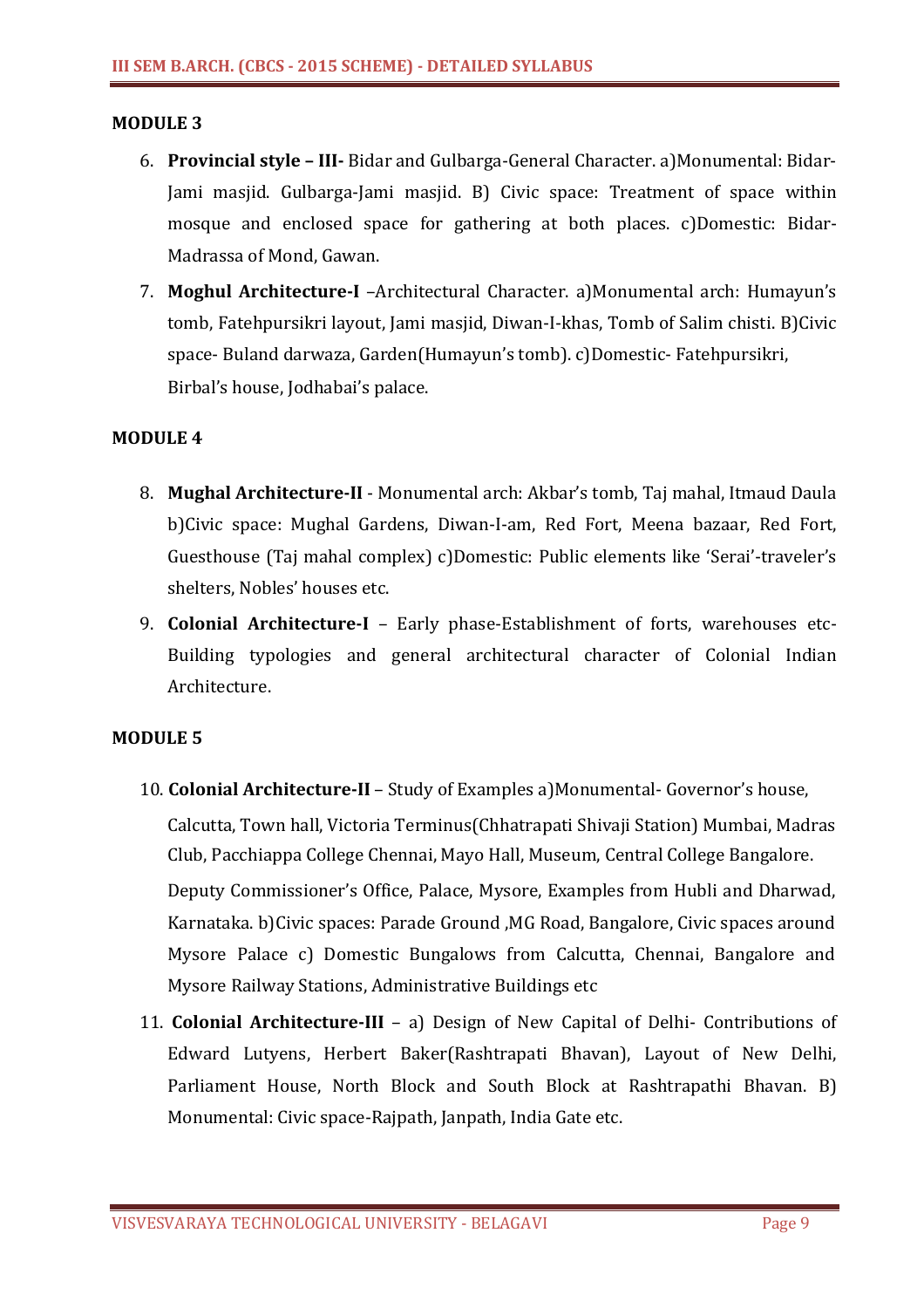**MODULE 3**

6. **Provincial style – III-** Bidar and Gulbarga-General Character. a)Monumental: Bidar-Jami masjid. Gulbarga-Jami masjid. B) Civic space: Treatment of space within mosque and enclosed space for gathering at both places. c)Domestic: Bidar-Madrassa of Mond, Gawan.
7. **Moghul Architecture-I** –Architectural Character. a)Monumental arch: Humayun's tomb, Fatehpursikri layout, Jami masjid, Diwan-I-khas, Tomb of Salim chisti. B)Civic space- Buland darwaza, Garden(Humayun's tomb). c)Domestic- Fatehpursikri, Birbal's house, Jodhabai's palace.

**MODULE 4**

8. **Mughal Architecture-II** - Monumental arch: Akbar's tomb, Taj mahal, Itmaud Daula b)Civic space: Mughal Gardens, Diwan-I-am, Red Fort, Meena bazaar, Red Fort, Guesthouse (Taj mahal complex) c)Domestic: Public elements like 'Serai'-traveler's shelters, Nobles' houses etc.
9. **Colonial Architecture-I** – Early phase-Establishment of forts, warehouses etc-Building typologies and general architectural character of Colonial Indian Architecture.

**MODULE 5**

10. **Colonial Architecture-II** – Study of Examples a)Monumental- Governor's house, Calcutta, Town hall, Victoria Terminus(Chhatrapati Shivaji Station) Mumbai, Madras Club, Pacchiappa College Chennai, Mayo Hall, Museum, Central College Bangalore. Deputy Commissioner's Office, Palace, Mysore, Examples from Hubli and Dharwad, Karnataka. b)Civic spaces: Parade Ground ,MG Road, Bangalore, Civic spaces around Mysore Palace c) Domestic Bungalows from Calcutta, Chennai, Bangalore and Mysore Railway Stations, Administrative Buildings etc
11. **Colonial Architecture-III** – a) Design of New Capital of Delhi- Contributions of Edward Lutyens, Herbert Baker(Rashtrapati Bhavan), Layout of New Delhi, Parliament House, North Block and South Block at Rashtrapathi Bhavan. B) Monumental: Civic space-Rajpath, Janpath, India Gate etc.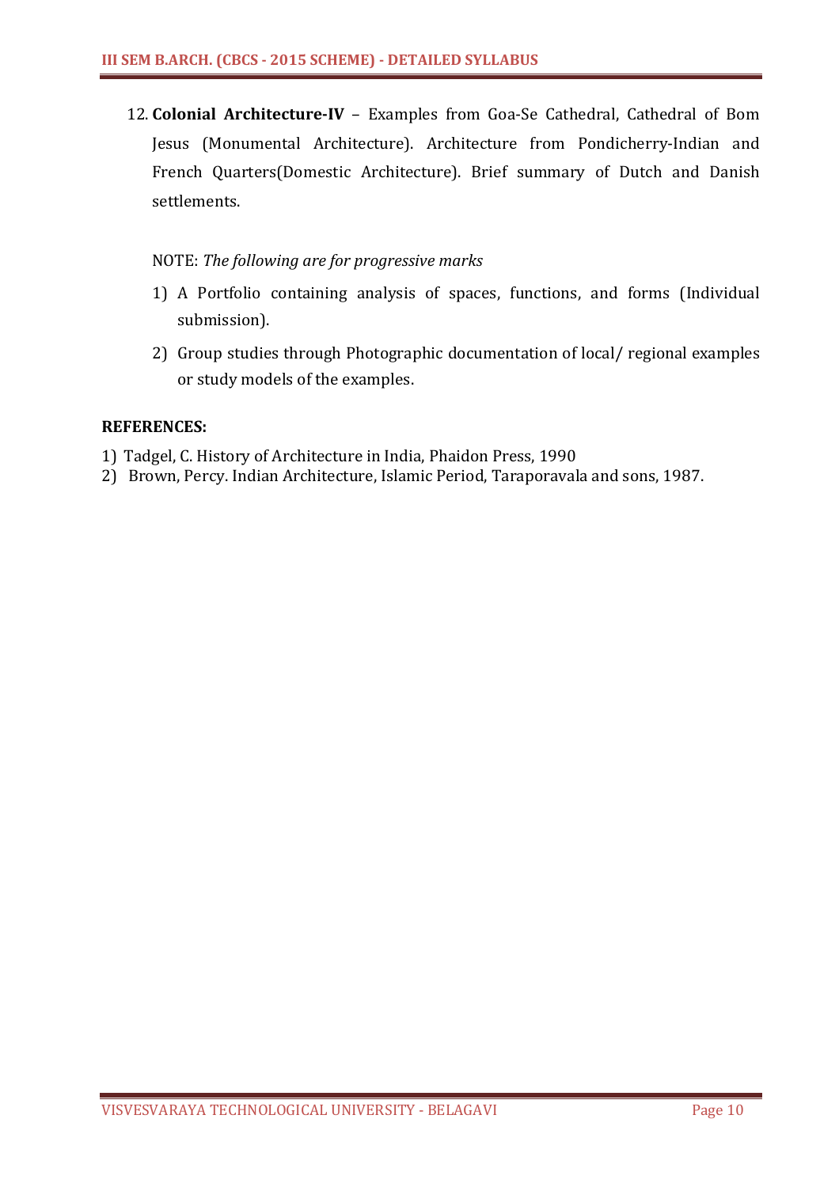12. **Colonial Architecture-IV** – Examples from Goa-Se Cathedral, Cathedral of Bom Jesus (Monumental Architecture). Architecture from Pondicherry-Indian and French Quarters(Domestic Architecture). Brief summary of Dutch and Danish settlements.

NOTE: *The following are for progressive marks*

1) A Portfolio containing analysis of spaces, functions, and forms (Individual submission).
2) Group studies through Photographic documentation of local/ regional examples or study models of the examples.

**REFERENCES:**

1) Tadgel, C. History of Architecture in India, Phaidon Press, 1990
2) Brown, Percy. Indian Architecture, Islamic Period, Taraporavala and sons, 1987.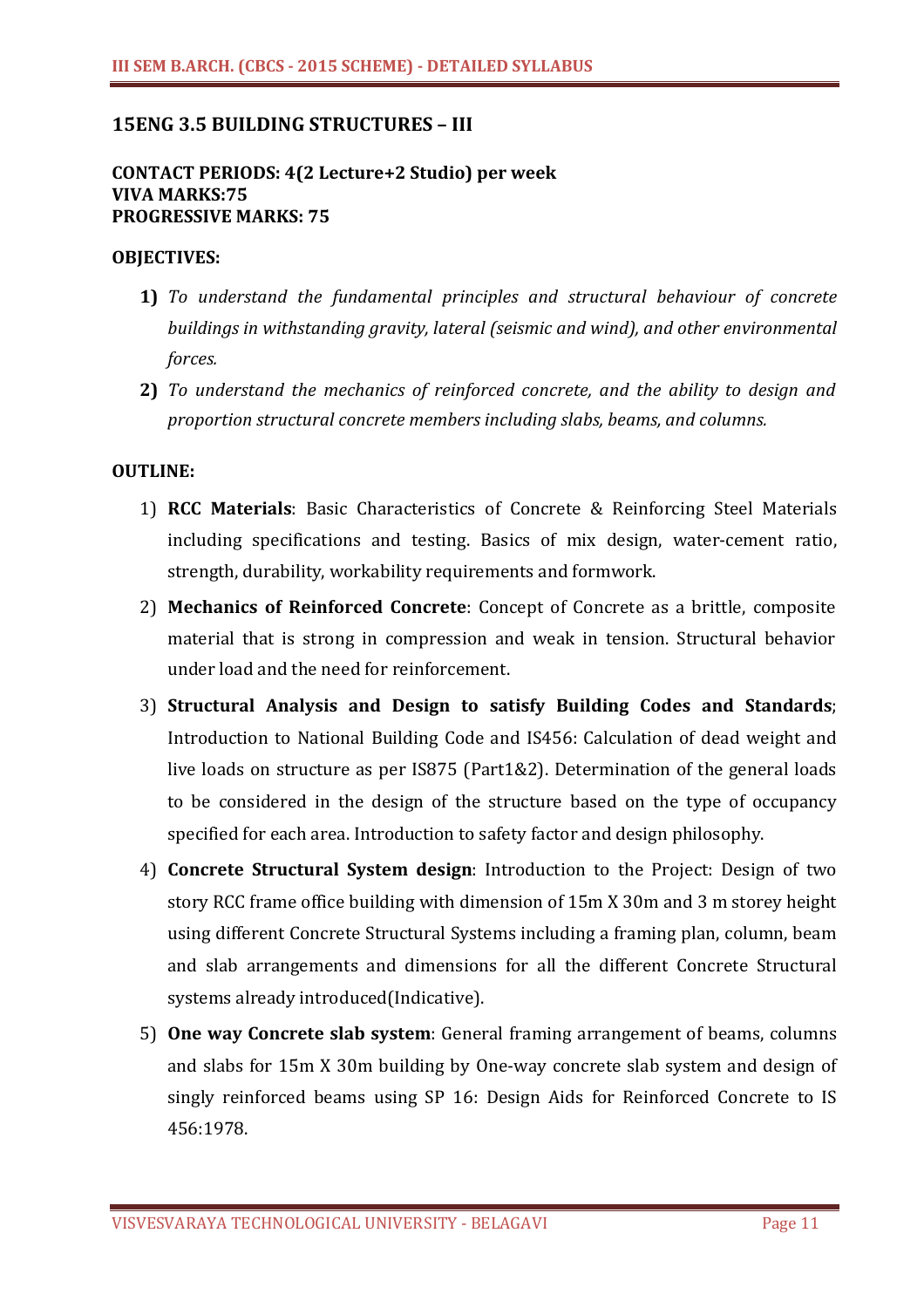## 15ENG 3.5 BUILDING STRUCTURES – III

**CONTACT PERIODS: 4(2 Lecture+2 Studio) per week**
**VIVA MARKS:75**
**PROGRESSIVE MARKS: 75**

**OBJECTIVES:**

1) *To understand the fundamental principles and structural behaviour of concrete buildings in withstanding gravity, lateral (seismic and wind), and other environmental forces.*
2) *To understand the mechanics of reinforced concrete, and the ability to design and proportion structural concrete members including slabs, beams, and columns.*

**OUTLINE:**

1) **RCC Materials**: Basic Characteristics of Concrete & Reinforcing Steel Materials including specifications and testing. Basics of mix design, water-cement ratio, strength, durability, workability requirements and formwork.
2) **Mechanics of Reinforced Concrete**: Concept of Concrete as a brittle, composite material that is strong in compression and weak in tension. Structural behavior under load and the need for reinforcement.
3) **Structural Analysis and Design to satisfy Building Codes and Standards**; Introduction to National Building Code and IS456: Calculation of dead weight and live loads on structure as per IS875 (Part1&2). Determination of the general loads to be considered in the design of the structure based on the type of occupancy specified for each area. Introduction to safety factor and design philosophy.
4) **Concrete Structural System design**: Introduction to the Project: Design of two story RCC frame office building with dimension of 15m X 30m and 3 m storey height using different Concrete Structural Systems including a framing plan, column, beam and slab arrangements and dimensions for all the different Concrete Structural systems already introduced(Indicative).
5) **One way Concrete slab system**: General framing arrangement of beams, columns and slabs for 15m X 30m building by One-way concrete slab system and design of singly reinforced beams using SP 16: Design Aids for Reinforced Concrete to IS 456:1978.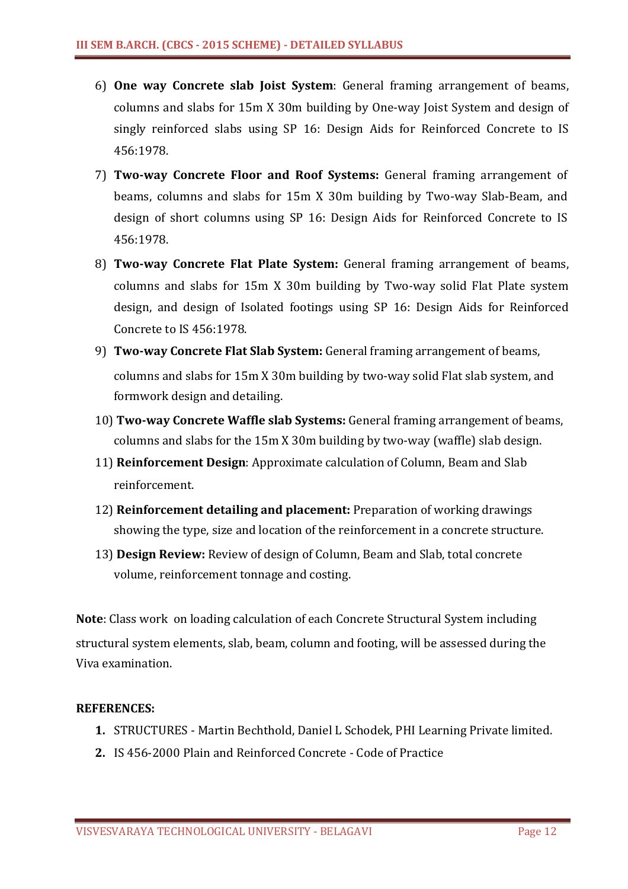6) **One way Concrete slab Joist System**: General framing arrangement of beams, columns and slabs for 15m X 30m building by One-way Joist System and design of singly reinforced slabs using SP 16: Design Aids for Reinforced Concrete to IS 456:1978.
7) **Two-way Concrete Floor and Roof Systems:** General framing arrangement of beams, columns and slabs for 15m X 30m building by Two-way Slab-Beam, and design of short columns using SP 16: Design Aids for Reinforced Concrete to IS 456:1978.
8) **Two-way Concrete Flat Plate System:** General framing arrangement of beams, columns and slabs for 15m X 30m building by Two-way solid Flat Plate system design, and design of Isolated footings using SP 16: Design Aids for Reinforced Concrete to IS 456:1978.
9) **Two-way Concrete Flat Slab System:** General framing arrangement of beams, columns and slabs for 15m X 30m building by two-way solid Flat slab system, and formwork design and detailing.
10) **Two-way Concrete Waffle slab Systems:** General framing arrangement of beams, columns and slabs for the 15m X 30m building by two-way (waffle) slab design.
11) **Reinforcement Design**: Approximate calculation of Column, Beam and Slab reinforcement.
12) **Reinforcement detailing and placement:** Preparation of working drawings showing the type, size and location of the reinforcement in a concrete structure.
13) **Design Review:** Review of design of Column, Beam and Slab, total concrete volume, reinforcement tonnage and costing.

**Note**: Class work on loading calculation of each Concrete Structural System including structural system elements, slab, beam, column and footing, will be assessed during the Viva examination.

**REFERENCES:**

1. STRUCTURES - Martin Bechthold, Daniel L Schodek, PHI Learning Private limited.
2. IS 456-2000 Plain and Reinforced Concrete - Code of Practice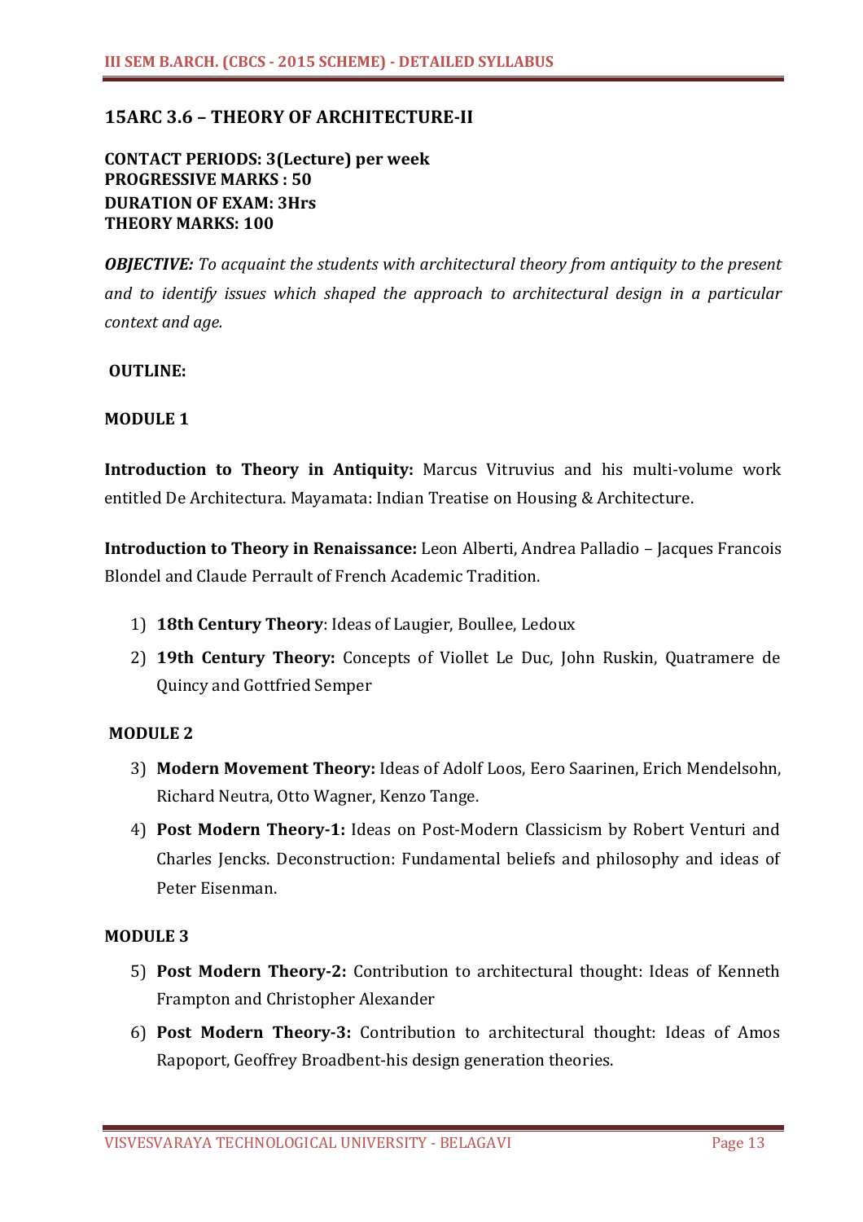## 15ARC 3.6 – THEORY OF ARCHITECTURE-II

**CONTACT PERIODS: 3(Lecture) per week**
**PROGRESSIVE MARKS : 50**
**DURATION OF EXAM: 3Hrs**
**THEORY MARKS: 100**

***OBJECTIVE:*** *To acquaint the students with architectural theory from antiquity to the present and to identify issues which shaped the approach to architectural design in a particular context and age.*

**OUTLINE:**

**MODULE 1**

**Introduction to Theory in Antiquity:** Marcus Vitruvius and his multi-volume work entitled De Architectura. Mayamata: Indian Treatise on Housing & Architecture.

**Introduction to Theory in Renaissance:** Leon Alberti, Andrea Palladio – Jacques Francois Blondel and Claude Perrault of French Academic Tradition.

1) **18th Century Theory**: Ideas of Laugier, Boullee, Ledoux
2) **19th Century Theory:** Concepts of Viollet Le Duc, John Ruskin, Quatramere de Quincy and Gottfried Semper

**MODULE 2**

3) **Modern Movement Theory:** Ideas of Adolf Loos, Eero Saarinen, Erich Mendelsohn, Richard Neutra, Otto Wagner, Kenzo Tange.
4) **Post Modern Theory-1:** Ideas on Post-Modern Classicism by Robert Venturi and Charles Jencks. Deconstruction: Fundamental beliefs and philosophy and ideas of Peter Eisenman.

**MODULE 3**

5) **Post Modern Theory-2:** Contribution to architectural thought: Ideas of Kenneth Frampton and Christopher Alexander
6) **Post Modern Theory-3:** Contribution to architectural thought: Ideas of Amos Rapoport, Geoffrey Broadbent-his design generation theories.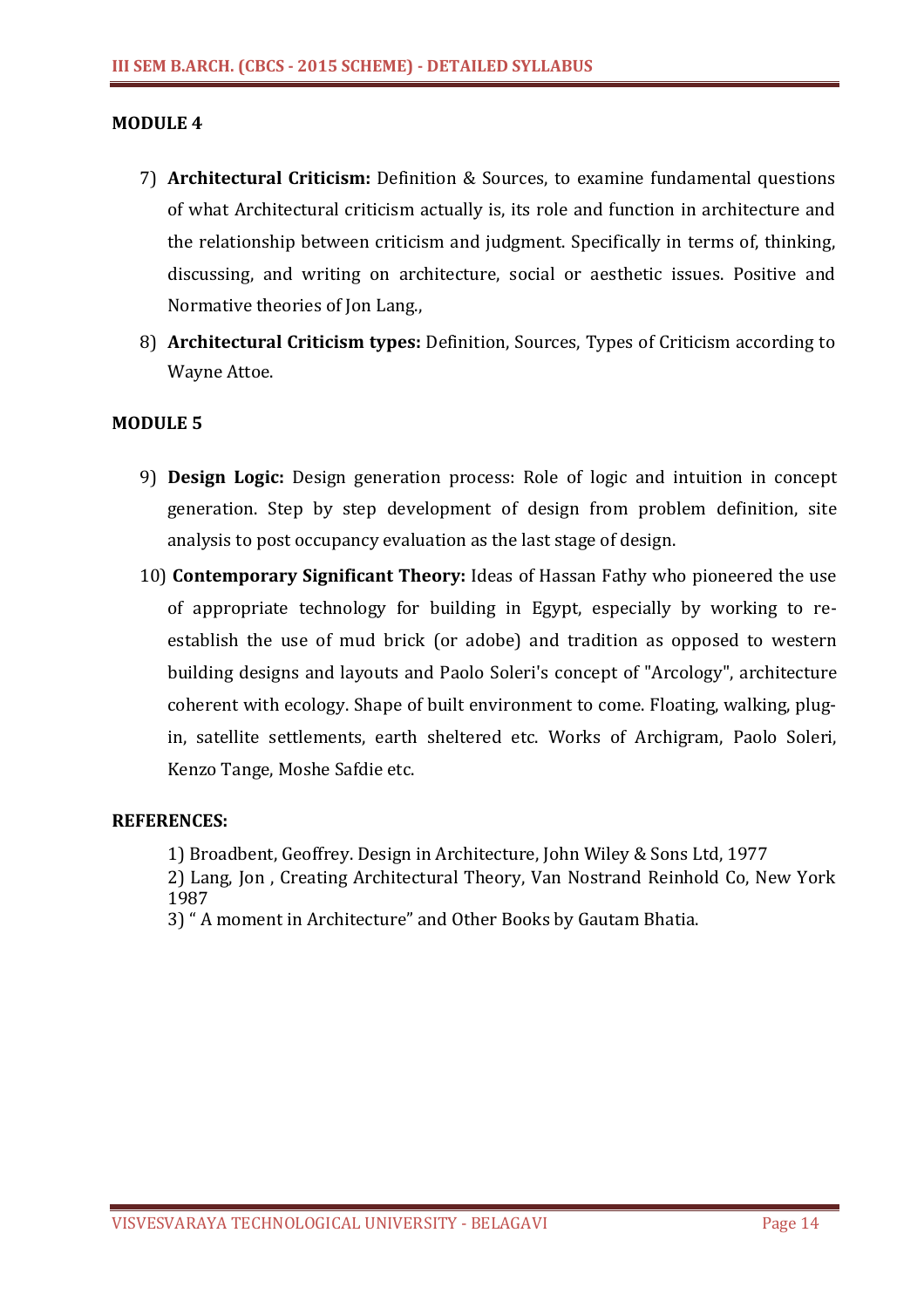## MODULE 4

7) **Architectural Criticism:** Definition & Sources, to examine fundamental questions of what Architectural criticism actually is, its role and function in architecture and the relationship between criticism and judgment. Specifically in terms of, thinking, discussing, and writing on architecture, social or aesthetic issues. Positive and Normative theories of Jon Lang.,

8) **Architectural Criticism types:** Definition, Sources, Types of Criticism according to Wayne Attoe.

## MODULE 5

9) **Design Logic:** Design generation process: Role of logic and intuition in concept generation. Step by step development of design from problem definition, site analysis to post occupancy evaluation as the last stage of design.

10) **Contemporary Significant Theory:** Ideas of Hassan Fathy who pioneered the use of appropriate technology for building in Egypt, especially by working to re-establish the use of mud brick (or adobe) and tradition as opposed to western building designs and layouts and Paolo Soleri's concept of "Arcology", architecture coherent with ecology. Shape of built environment to come. Floating, walking, plug-in, satellite settlements, earth sheltered etc. Works of Archigram, Paolo Soleri, Kenzo Tange, Moshe Safdie etc.

## REFERENCES:

1) Broadbent, Geoffrey. Design in Architecture, John Wiley & Sons Ltd, 1977
2) Lang, Jon , Creating Architectural Theory, Van Nostrand Reinhold Co, New York 1987
3) " A moment in Architecture" and Other Books by Gautam Bhatia.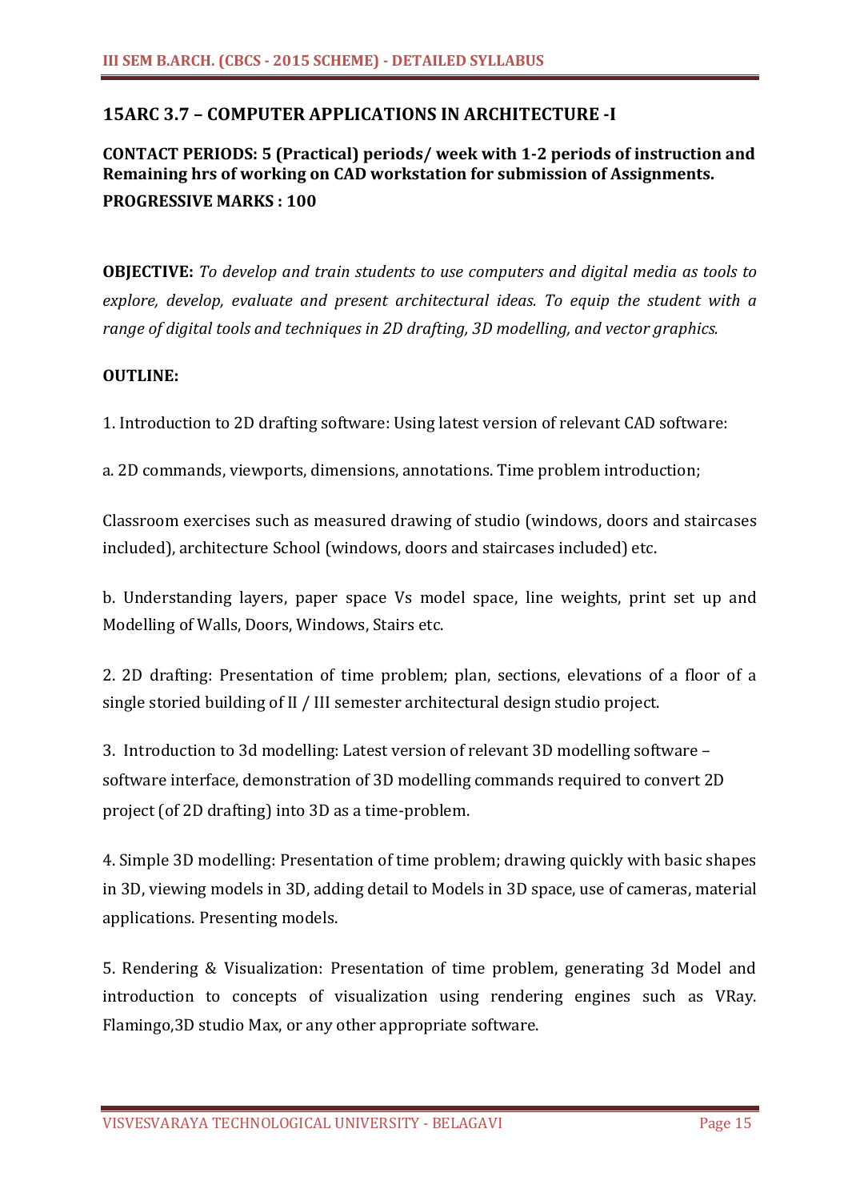## 15ARC 3.7 – COMPUTER APPLICATIONS IN ARCHITECTURE -I

**CONTACT PERIODS: 5 (Practical) periods/ week with 1-2 periods of instruction and Remaining hrs of working on CAD workstation for submission of Assignments.**

**PROGRESSIVE MARKS : 100**

**OBJECTIVE:** *To develop and train students to use computers and digital media as tools to explore, develop, evaluate and present architectural ideas. To equip the student with a range of digital tools and techniques in 2D drafting, 3D modelling, and vector graphics.*

**OUTLINE:**

1. Introduction to 2D drafting software: Using latest version of relevant CAD software:

a. 2D commands, viewports, dimensions, annotations. Time problem introduction;

Classroom exercises such as measured drawing of studio (windows, doors and staircases included), architecture School (windows, doors and staircases included) etc.

b. Understanding layers, paper space Vs model space, line weights, print set up and Modelling of Walls, Doors, Windows, Stairs etc.

2. 2D drafting: Presentation of time problem; plan, sections, elevations of a floor of a single storied building of II / III semester architectural design studio project.

3. Introduction to 3d modelling: Latest version of relevant 3D modelling software – software interface, demonstration of 3D modelling commands required to convert 2D project (of 2D drafting) into 3D as a time-problem.

4. Simple 3D modelling: Presentation of time problem; drawing quickly with basic shapes in 3D, viewing models in 3D, adding detail to Models in 3D space, use of cameras, material applications. Presenting models.

5. Rendering & Visualization: Presentation of time problem, generating 3d Model and introduction to concepts of visualization using rendering engines such as VRay. Flamingo,3D studio Max, or any other appropriate software.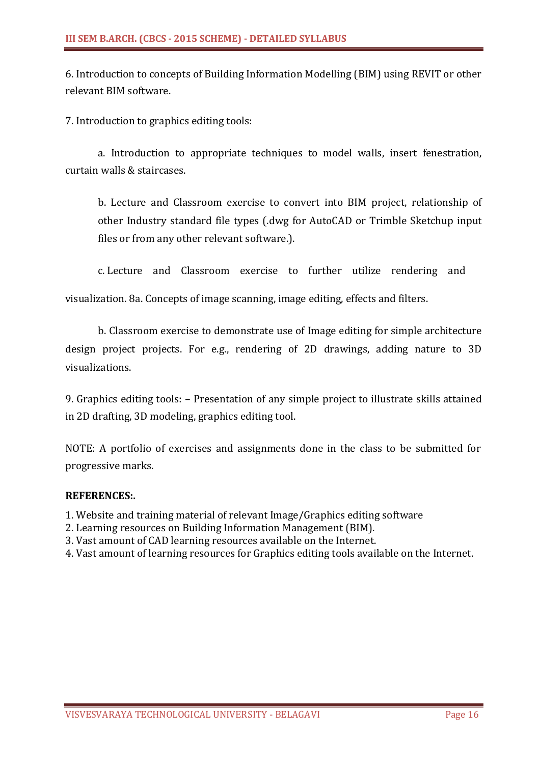6. Introduction to concepts of Building Information Modelling (BIM) using REVIT or other relevant BIM software.

7. Introduction to graphics editing tools:

a. Introduction to appropriate techniques to model walls, insert fenestration, curtain walls & staircases.

b. Lecture and Classroom exercise to convert into BIM project, relationship of other Industry standard file types (.dwg for AutoCAD or Trimble Sketchup input files or from any other relevant software.).

c. Lecture and Classroom exercise to further utilize rendering and visualization. 8a. Concepts of image scanning, image editing, effects and filters.

b. Classroom exercise to demonstrate use of Image editing for simple architecture design project projects. For e.g., rendering of 2D drawings, adding nature to 3D visualizations.

9. Graphics editing tools: – Presentation of any simple project to illustrate skills attained in 2D drafting, 3D modeling, graphics editing tool.

NOTE: A portfolio of exercises and assignments done in the class to be submitted for progressive marks.

**REFERENCES:.**

1. Website and training material of relevant Image/Graphics editing software
2. Learning resources on Building Information Management (BIM).
3. Vast amount of CAD learning resources available on the Internet.
4. Vast amount of learning resources for Graphics editing tools available on the Internet.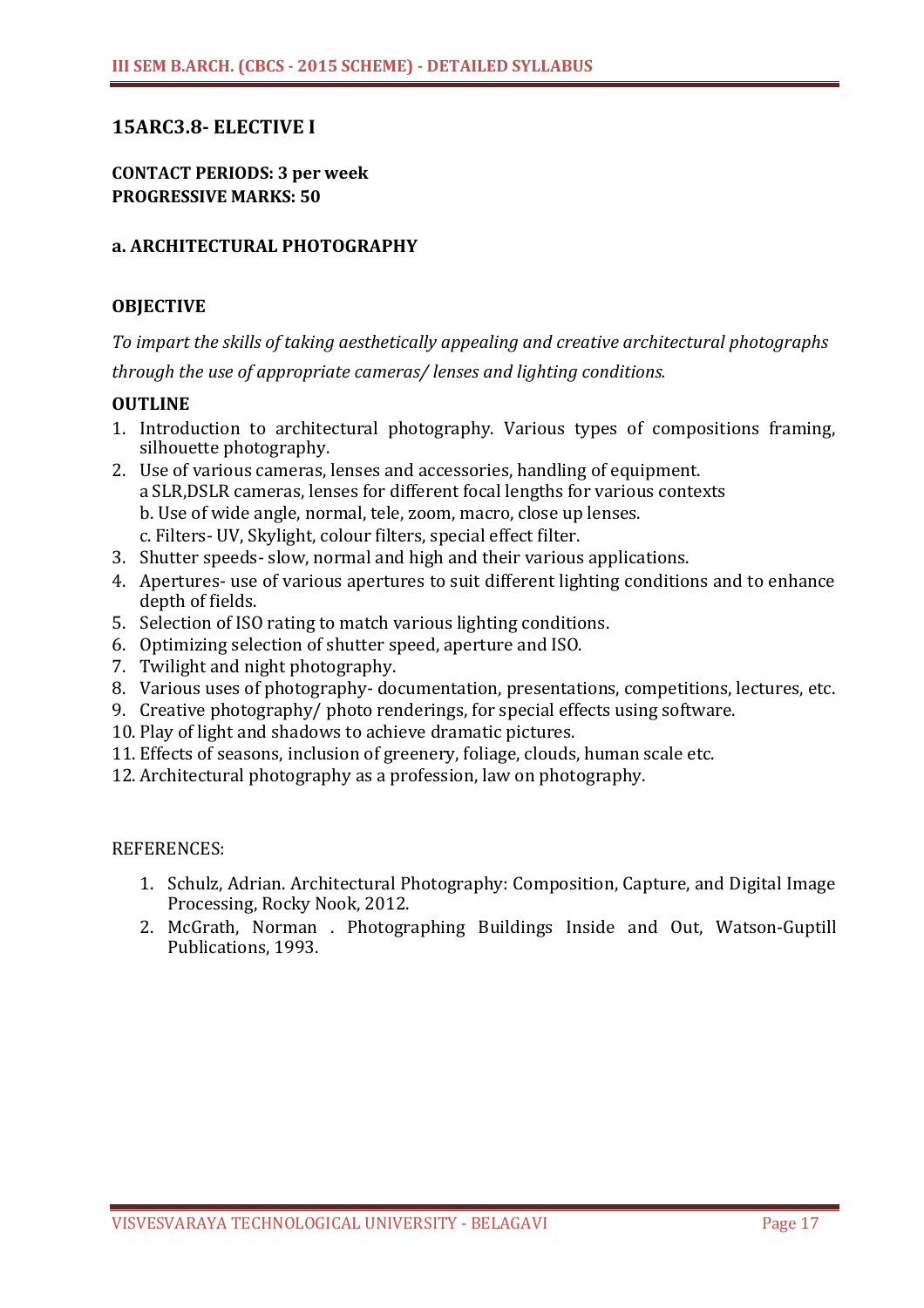## 15ARC3.8- ELECTIVE I

**CONTACT PERIODS: 3 per week**
**PROGRESSIVE MARKS: 50**

### a. ARCHITECTURAL PHOTOGRAPHY

**OBJECTIVE**

*To impart the skills of taking aesthetically appealing and creative architectural photographs through the use of appropriate cameras/ lenses and lighting conditions.*

**OUTLINE**

1. Introduction to architectural photography. Various types of compositions framing, silhouette photography.
2. Use of various cameras, lenses and accessories, handling of equipment.
   a SLR,DSLR cameras, lenses for different focal lengths for various contexts
   b. Use of wide angle, normal, tele, zoom, macro, close up lenses.
   c. Filters- UV, Skylight, colour filters, special effect filter.
3. Shutter speeds- slow, normal and high and their various applications.
4. Apertures- use of various apertures to suit different lighting conditions and to enhance depth of fields.
5. Selection of ISO rating to match various lighting conditions.
6. Optimizing selection of shutter speed, aperture and ISO.
7. Twilight and night photography.
8. Various uses of photography- documentation, presentations, competitions, lectures, etc.
9. Creative photography/ photo renderings, for special effects using software.
10. Play of light and shadows to achieve dramatic pictures.
11. Effects of seasons, inclusion of greenery, foliage, clouds, human scale etc.
12. Architectural photography as a profession, law on photography.

REFERENCES:

1. Schulz, Adrian. Architectural Photography: Composition, Capture, and Digital Image Processing, Rocky Nook, 2012.
2. McGrath, Norman . Photographing Buildings Inside and Out, Watson-Guptill Publications, 1993.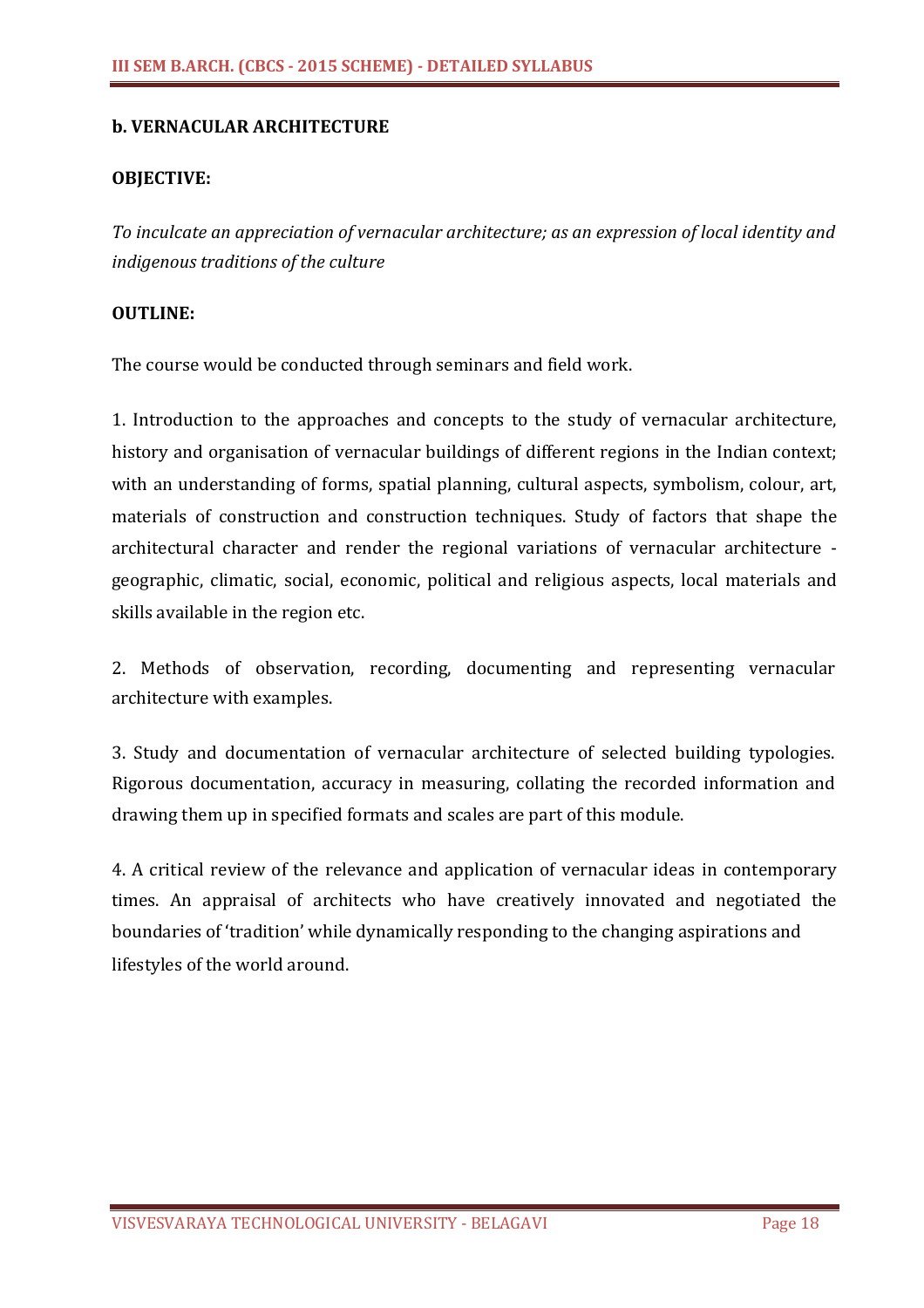## b. VERNACULAR ARCHITECTURE

**OBJECTIVE:**

*To inculcate an appreciation of vernacular architecture; as an expression of local identity and indigenous traditions of the culture*

**OUTLINE:**

The course would be conducted through seminars and field work.

1. Introduction to the approaches and concepts to the study of vernacular architecture, history and organisation of vernacular buildings of different regions in the Indian context; with an understanding of forms, spatial planning, cultural aspects, symbolism, colour, art, materials of construction and construction techniques. Study of factors that shape the architectural character and render the regional variations of vernacular architecture - geographic, climatic, social, economic, political and religious aspects, local materials and skills available in the region etc.

2. Methods of observation, recording, documenting and representing vernacular architecture with examples.

3. Study and documentation of vernacular architecture of selected building typologies. Rigorous documentation, accuracy in measuring, collating the recorded information and drawing them up in specified formats and scales are part of this module.

4. A critical review of the relevance and application of vernacular ideas in contemporary times. An appraisal of architects who have creatively innovated and negotiated the boundaries of 'tradition' while dynamically responding to the changing aspirations and lifestyles of the world around.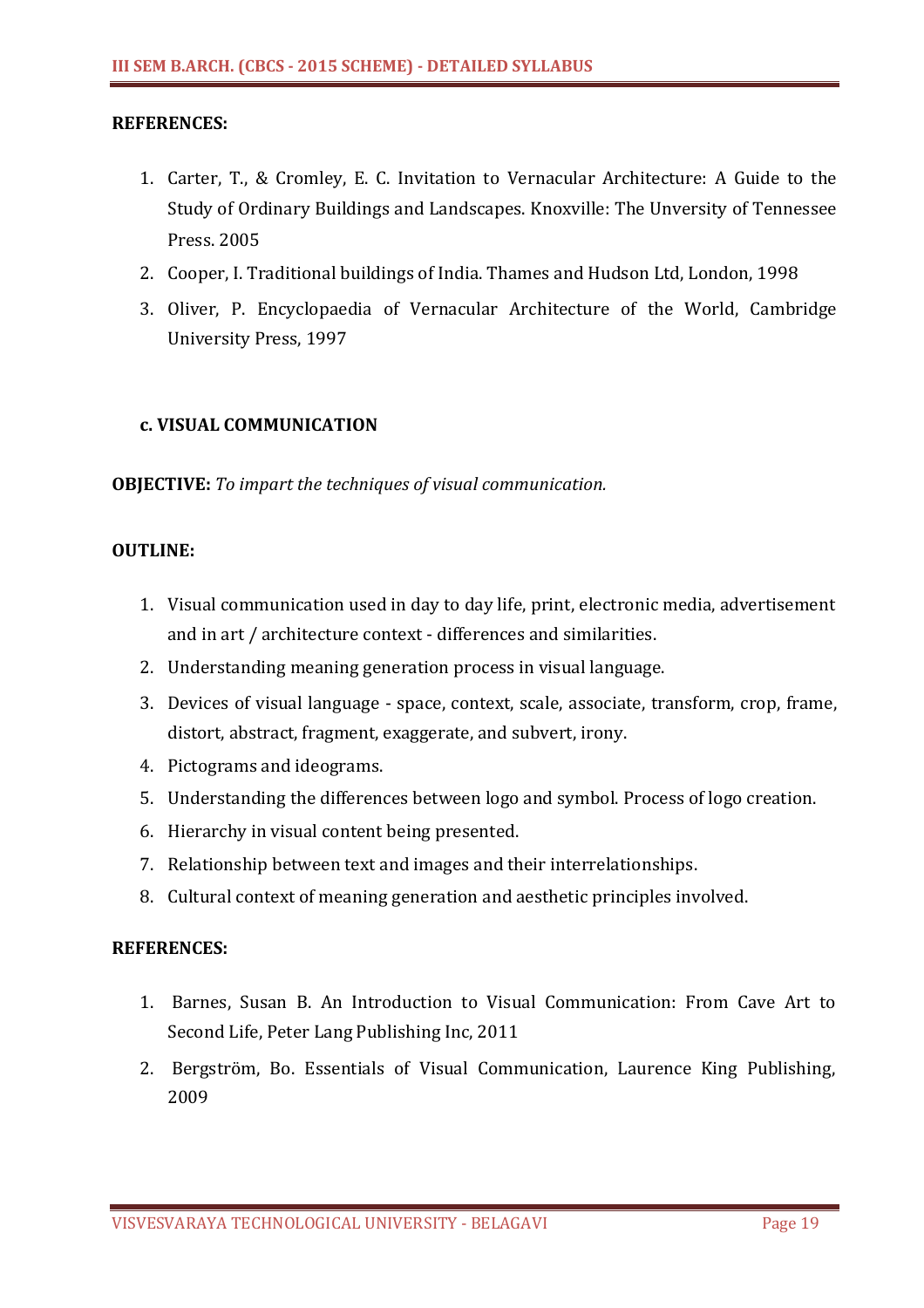**REFERENCES:**

1. Carter, T., & Cromley, E. C. Invitation to Vernacular Architecture: A Guide to the Study of Ordinary Buildings and Landscapes. Knoxville: The Unversity of Tennessee Press. 2005
2. Cooper, I. Traditional buildings of India. Thames and Hudson Ltd, London, 1998
3. Oliver, P. Encyclopaedia of Vernacular Architecture of the World, Cambridge University Press, 1997

**c. VISUAL COMMUNICATION**

**OBJECTIVE:** *To impart the techniques of visual communication.*

**OUTLINE:**

1. Visual communication used in day to day life, print, electronic media, advertisement and in art / architecture context - differences and similarities.
2. Understanding meaning generation process in visual language.
3. Devices of visual language - space, context, scale, associate, transform, crop, frame, distort, abstract, fragment, exaggerate, and subvert, irony.
4. Pictograms and ideograms.
5. Understanding the differences between logo and symbol. Process of logo creation.
6. Hierarchy in visual content being presented.
7. Relationship between text and images and their interrelationships.
8. Cultural context of meaning generation and aesthetic principles involved.

**REFERENCES:**

1. Barnes, Susan B. An Introduction to Visual Communication: From Cave Art to Second Life, Peter Lang Publishing Inc, 2011
2. Bergström, Bo. Essentials of Visual Communication, Laurence King Publishing, 2009